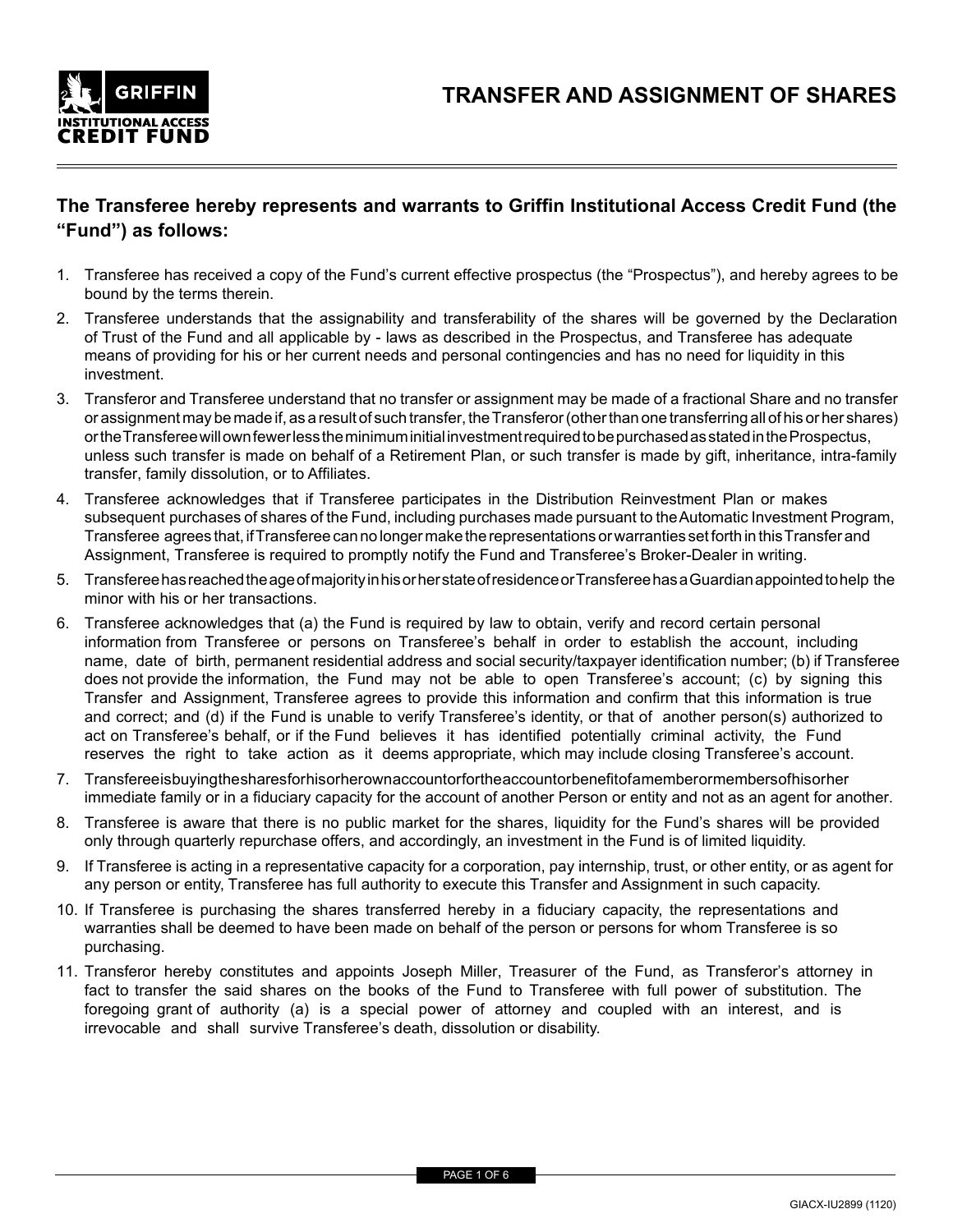GRIFFIN INSTITUTIONAL ACCESS CREDIT FUND

# TRANSFER AND ASSIGNMENT OF SHARES

**The Transferee hereby represents and warrants to Griffin Institutional Access Credit Fund (the "Fund") as follows:**

1. Transferee has received a copy of the Fund's current effective prospectus (the "Prospectus"), and hereby agrees to be bound by the terms therein.
2. Transferee understands that the assignability and transferability of the shares will be governed by the Declaration of Trust of the Fund and all applicable by - laws as described in the Prospectus, and Transferee has adequate means of providing for his or her current needs and personal contingencies and has no need for liquidity in this investment.
3. Transferor and Transferee understand that no transfer or assignment may be made of a fractional Share and no transfer or assignment may be made if, as a result of such transfer, the Transferor (other than one transferring all of his or her shares) or the Transferee will own fewer less the minimum initial investment required to be purchased as stated in the Prospectus, unless such transfer is made on behalf of a Retirement Plan, or such transfer is made by gift, inheritance, intra-family transfer, family dissolution, or to Affiliates.
4. Transferee acknowledges that if Transferee participates in the Distribution Reinvestment Plan or makes subsequent purchases of shares of the Fund, including purchases made pursuant to the Automatic Investment Program, Transferee agrees that, if Transferee can no longer make the representations or warranties set forth in this Transfer and Assignment, Transferee is required to promptly notify the Fund and Transferee's Broker-Dealer in writing.
5. Transferee has reached the age of majority in his or her state of residence or Transferee has a Guardian appointed to help the minor with his or her transactions.
6. Transferee acknowledges that (a) the Fund is required by law to obtain, verify and record certain personal information from Transferee or persons on Transferee's behalf in order to establish the account, including name, date of birth, permanent residential address and social security/taxpayer identification number; (b) if Transferee does not provide the information, the Fund may not be able to open Transferee's account; (c) by signing this Transfer and Assignment, Transferee agrees to provide this information and confirm that this information is true and correct; and (d) if the Fund is unable to verify Transferee's identity, or that of another person(s) authorized to act on Transferee's behalf, or if the Fund believes it has identified potentially criminal activity, the Fund reserves the right to take action as it deems appropriate, which may include closing Transferee's account.
7. Transferee is buying the shares for his or her own account or for the account or benefit of a member or members of his or her immediate family or in a fiduciary capacity for the account of another Person or entity and not as an agent for another.
8. Transferee is aware that there is no public market for the shares, liquidity for the Fund's shares will be provided only through quarterly repurchase offers, and accordingly, an investment in the Fund is of limited liquidity.
9. If Transferee is acting in a representative capacity for a corporation, pay internship, trust, or other entity, or as agent for any person or entity, Transferee has full authority to execute this Transfer and Assignment in such capacity.
10. If Transferee is purchasing the shares transferred hereby in a fiduciary capacity, the representations and warranties shall be deemed to have been made on behalf of the person or persons for whom Transferee is so purchasing.
11. Transferor hereby constitutes and appoints Joseph Miller, Treasurer of the Fund, as Transferor's attorney in fact to transfer the said shares on the books of the Fund to Transferee with full power of substitution. The foregoing grant of authority (a) is a special power of attorney and coupled with an interest, and is irrevocable and shall survive Transferee's death, dissolution or disability.

GIACX-IU2899 (1120)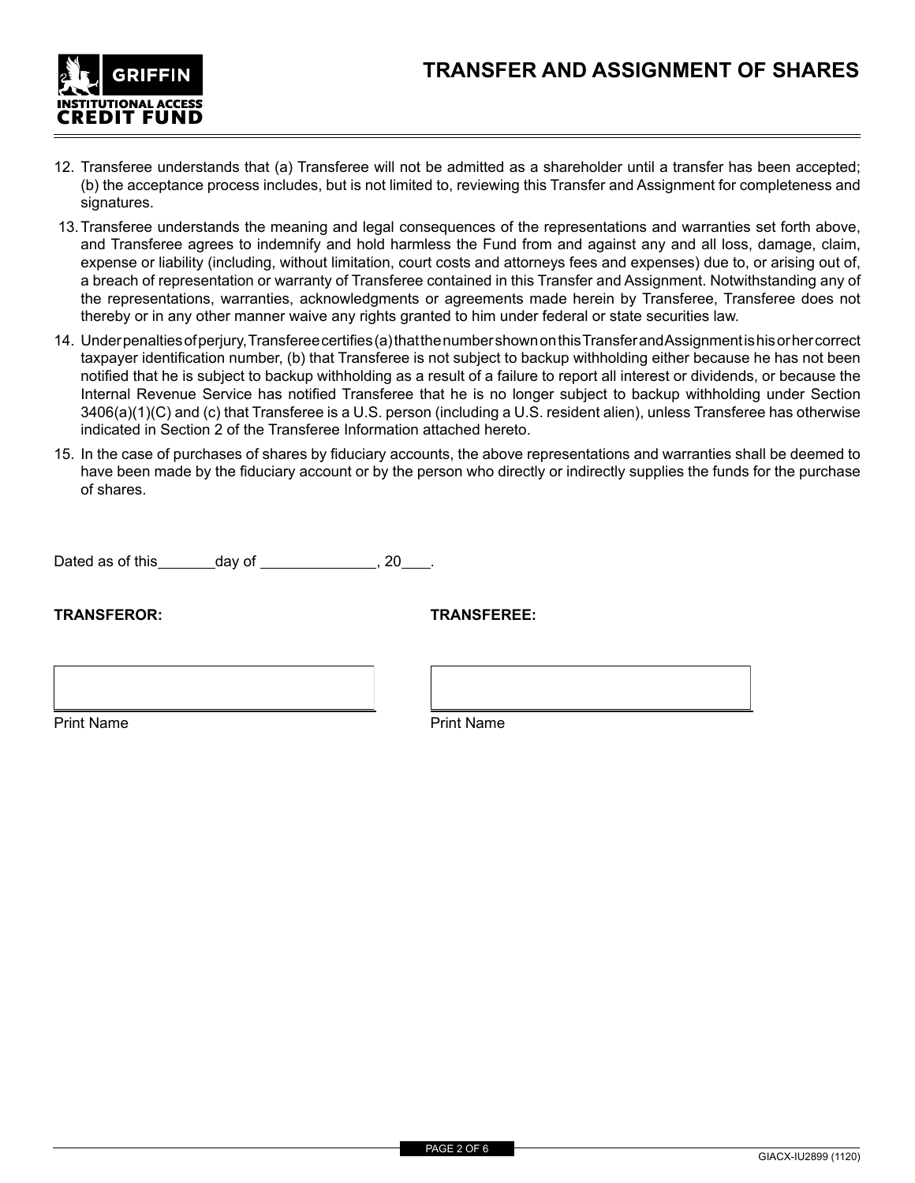# TRANSFER AND ASSIGNMENT OF SHARES

12. Transferee understands that (a) Transferee will not be admitted as a shareholder until a transfer has been accepted; (b) the acceptance process includes, but is not limited to, reviewing this Transfer and Assignment for completeness and signatures.
13. Transferee understands the meaning and legal consequences of the representations and warranties set forth above, and Transferee agrees to indemnify and hold harmless the Fund from and against any and all loss, damage, claim, expense or liability (including, without limitation, court costs and attorneys fees and expenses) due to, or arising out of, a breach of representation or warranty of Transferee contained in this Transfer and Assignment. Notwithstanding any of the representations, warranties, acknowledgments or agreements made herein by Transferee, Transferee does not thereby or in any other manner waive any rights granted to him under federal or state securities law.
14. Under penalties of perjury, Transferee certifies (a) that the number shown on this Transfer and Assignment is his or her correct taxpayer identification number, (b) that Transferee is not subject to backup withholding either because he has not been notified that he is subject to backup withholding as a result of a failure to report all interest or dividends, or because the Internal Revenue Service has notified Transferee that he is no longer subject to backup withholding under Section 3406(a)(1)(C) and (c) that Transferee is a U.S. person (including a U.S. resident alien), unless Transferee has otherwise indicated in Section 2 of the Transferee Information attached hereto.
15. In the case of purchases of shares by fiduciary accounts, the above representations and warranties shall be deemed to have been made by the fiduciary account or by the person who directly or indirectly supplies the funds for the purchase of shares.

Dated as of this_______day of ______________, 20____.

**TRANSFEROR:**

______________________________

Print Name

**TRANSFEREE:**

______________________________

Print Name

GIACX-IU2899 (1120)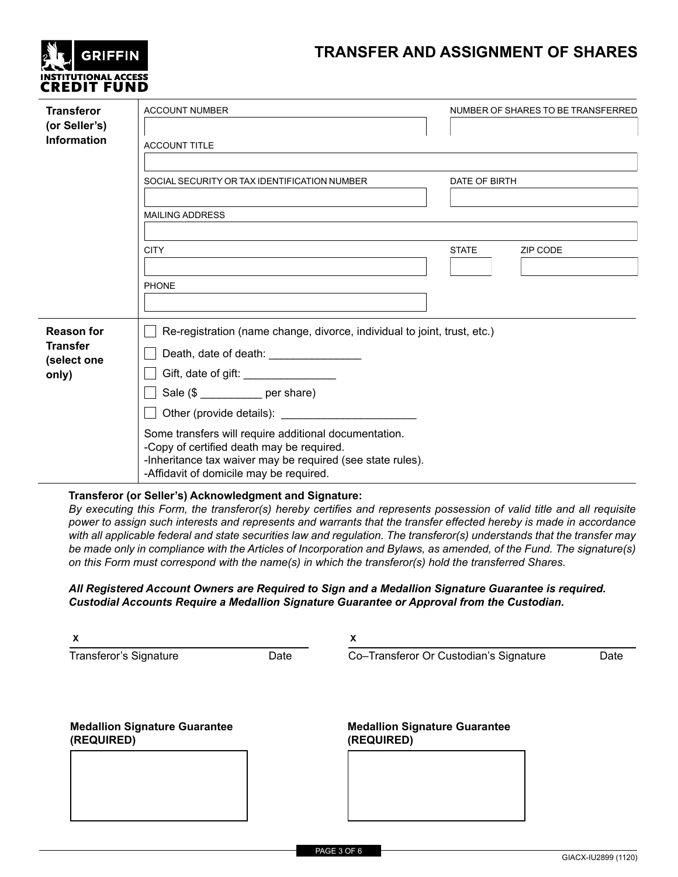**GRIFFIN INSTITUTIONAL ACCESS CREDIT FUND**

# TRANSFER AND ASSIGNMENT OF SHARES

| **Transferor (or Seller's) Information** | |
|---|---|
| ACCOUNT NUMBER | NUMBER OF SHARES TO BE TRANSFERRED |
| ACCOUNT TITLE | |
| SOCIAL SECURITY OR TAX IDENTIFICATION NUMBER | DATE OF BIRTH |
| MAILING ADDRESS | |
| CITY | STATE ZIP CODE |
| PHONE | |

**Reason for Transfer (select one only)**

- ☐ Re-registration (name change, divorce, individual to joint, trust, etc.)
- ☐ Death, date of death: _______________
- ☐ Gift, date of gift: _______________
- ☐ Sale ($ __________ per share)
- ☐ Other (provide details): ______________________

Some transfers will require additional documentation.
-Copy of certified death may be required.
-Inheritance tax waiver may be required (see state rules).
-Affidavit of domicile may be required.

**Transferor (or Seller's) Acknowledgment and Signature:**

*By executing this Form, the transferor(s) hereby certifies and represents possession of valid title and all requisite power to assign such interests and represents and warrants that the transfer effected hereby is made in accordance with all applicable federal and state securities law and regulation. The transferor(s) understands that the transfer may be made only in compliance with the Articles of Incorporation and Bylaws, as amended, of the Fund. The signature(s) on this Form must correspond with the name(s) in which the transferor(s) hold the transferred Shares.*

***All Registered Account Owners are Required to Sign and a Medallion Signature Guarantee is required. Custodial Accounts Require a Medallion Signature Guarantee or Approval from the Custodian.***

x ______________________________
Transferor's Signature Date

x ______________________________
Co–Transferor Or Custodian's Signature Date

**Medallion Signature Guarantee (REQUIRED)**

**Medallion Signature Guarantee (REQUIRED)**

GIACX-IU2899 (1120)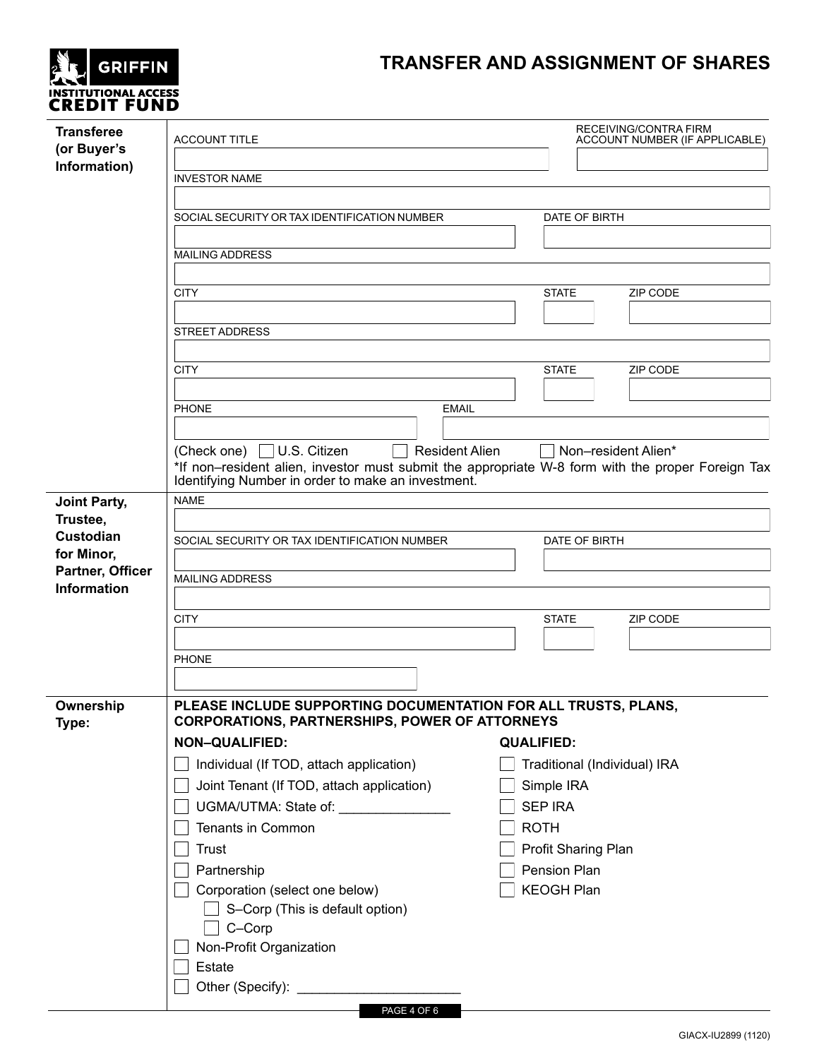GRIFFIN INSTITUTIONAL ACCESS CREDIT FUND

# TRANSFER AND ASSIGNMENT OF SHARES

## Transferee (or Buyer's Information)

ACCOUNT TITLE

RECEIVING/CONTRA FIRM ACCOUNT NUMBER (IF APPLICABLE)

INVESTOR NAME

SOCIAL SECURITY OR TAX IDENTIFICATION NUMBER

DATE OF BIRTH

MAILING ADDRESS

CITY

STATE

ZIP CODE

STREET ADDRESS

CITY

STATE

ZIP CODE

PHONE

EMAIL

(Check one) ☐ U.S. Citizen ☐ Resident Alien ☐ Non–resident Alien*

*If non–resident alien, investor must submit the appropriate W-8 form with the proper Foreign Tax Identifying Number in order to make an investment.

## Joint Party, Trustee, Custodian for Minor, Partner, Officer Information

NAME

SOCIAL SECURITY OR TAX IDENTIFICATION NUMBER

DATE OF BIRTH

MAILING ADDRESS

CITY

STATE

ZIP CODE

PHONE

## Ownership Type:

**PLEASE INCLUDE SUPPORTING DOCUMENTATION FOR ALL TRUSTS, PLANS, CORPORATIONS, PARTNERSHIPS, POWER OF ATTORNEYS**

**NON–QUALIFIED:**

- ☐ Individual (If TOD, attach application)
- ☐ Joint Tenant (If TOD, attach application)
- ☐ UGMA/UTMA: State of: _______________
- ☐ Tenants in Common
- ☐ Trust
- ☐ Partnership
- ☐ Corporation (select one below)
  - ☐ S–Corp (This is default option)
  - ☐ C–Corp
- ☐ Non-Profit Organization
- ☐ Estate
- ☐ Other (Specify): ______________________

**QUALIFIED:**

- ☐ Traditional (Individual) IRA
- ☐ Simple IRA
- ☐ SEP IRA
- ☐ ROTH
- ☐ Profit Sharing Plan
- ☐ Pension Plan
- ☐ KEOGH Plan

GIACX-IU2899 (1120)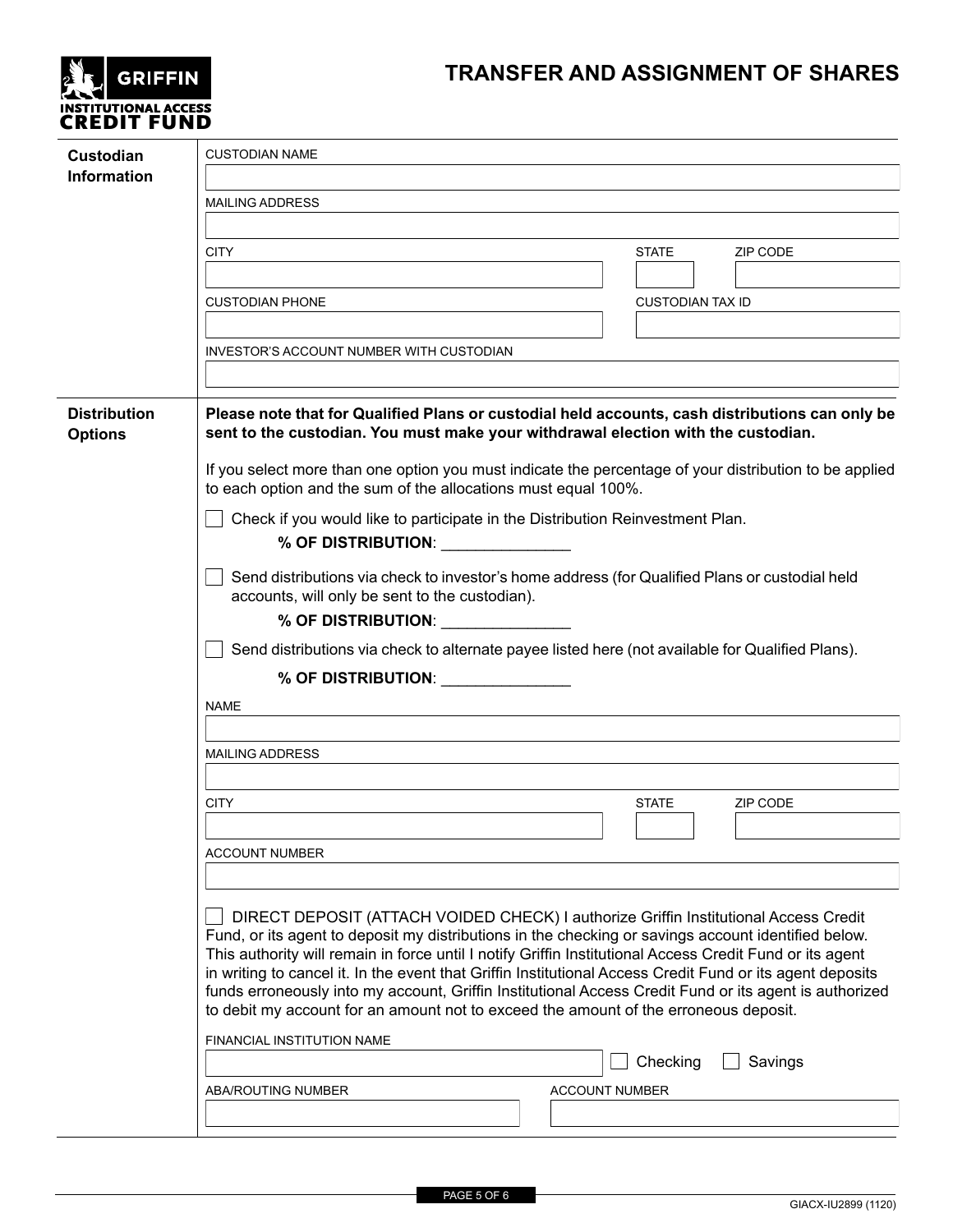GRIFFIN INSTITUTIONAL ACCESS CREDIT FUND

# TRANSFER AND ASSIGNMENT OF SHARES

## Custodian Information

CUSTODIAN NAME

MAILING ADDRESS

CITY | STATE | ZIP CODE

CUSTODIAN PHONE | CUSTODIAN TAX ID

INVESTOR'S ACCOUNT NUMBER WITH CUSTODIAN

## Distribution Options

**Please note that for Qualified Plans or custodial held accounts, cash distributions can only be sent to the custodian. You must make your withdrawal election with the custodian.**

If you select more than one option you must indicate the percentage of your distribution to be applied to each option and the sum of the allocations must equal 100%.

☐ Check if you would like to participate in the Distribution Reinvestment Plan.

**% OF DISTRIBUTION**: _______________

☐ Send distributions via check to investor's home address (for Qualified Plans or custodial held accounts, will only be sent to the custodian).

**% OF DISTRIBUTION**: _______________

☐ Send distributions via check to alternate payee listed here (not available for Qualified Plans).

**% OF DISTRIBUTION**: _______________

NAME

MAILING ADDRESS

CITY | STATE | ZIP CODE

ACCOUNT NUMBER

☐ DIRECT DEPOSIT (ATTACH VOIDED CHECK) I authorize Griffin Institutional Access Credit Fund, or its agent to deposit my distributions in the checking or savings account identified below. This authority will remain in force until I notify Griffin Institutional Access Credit Fund or its agent in writing to cancel it. In the event that Griffin Institutional Access Credit Fund or its agent deposits funds erroneously into my account, Griffin Institutional Access Credit Fund or its agent is authorized to debit my account for an amount not to exceed the amount of the erroneous deposit.

FINANCIAL INSTITUTION NAME | ☐ Checking ☐ Savings

ABA/ROUTING NUMBER | ACCOUNT NUMBER

GIACX-IU2899 (1120)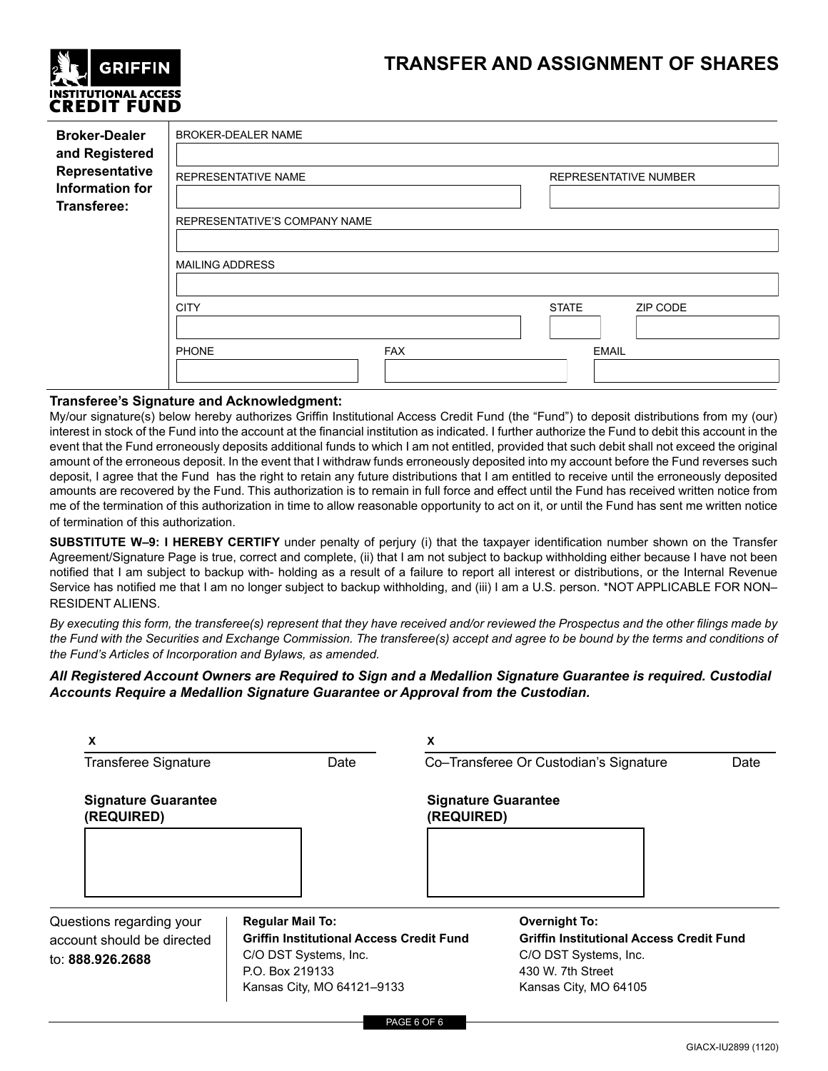GRIFFIN INSTITUTIONAL ACCESS CREDIT FUND

# TRANSFER AND ASSIGNMENT OF SHARES

**Broker-Dealer and Registered Representative Information for Transferee:**

BROKER-DEALER NAME

REPRESENTATIVE NAME

REPRESENTATIVE NUMBER

REPRESENTATIVE'S COMPANY NAME

MAILING ADDRESS

CITY

STATE

ZIP CODE

PHONE

FAX

EMAIL

**Transferee's Signature and Acknowledgment:**

My/our signature(s) below hereby authorizes Griffin Institutional Access Credit Fund (the "Fund") to deposit distributions from my (our) interest in stock of the Fund into the account at the financial institution as indicated. I further authorize the Fund to debit this account in the event that the Fund erroneously deposits additional funds to which I am not entitled, provided that such debit shall not exceed the original amount of the erroneous deposit. In the event that I withdraw funds erroneously deposited into my account before the Fund reverses such deposit, I agree that the Fund has the right to retain any future distributions that I am entitled to receive until the erroneously deposited amounts are recovered by the Fund. This authorization is to remain in full force and effect until the Fund has received written notice from me of the termination of this authorization in time to allow reasonable opportunity to act on it, or until the Fund has sent me written notice of termination of this authorization.

**SUBSTITUTE W–9: I HEREBY CERTIFY** under penalty of perjury (i) that the taxpayer identification number shown on the Transfer Agreement/Signature Page is true, correct and complete, (ii) that I am not subject to backup withholding either because I have not been notified that I am subject to backup with- holding as a result of a failure to report all interest or distributions, or the Internal Revenue Service has notified me that I am no longer subject to backup withholding, and (iii) I am a U.S. person. *NOT APPLICABLE FOR NON–RESIDENT ALIENS.

*By executing this form, the transferee(s) represent that they have received and/or reviewed the Prospectus and the other filings made by the Fund with the Securities and Exchange Commission. The transferee(s) accept and agree to be bound by the terms and conditions of the Fund's Articles of Incorporation and Bylaws, as amended.*

***All Registered Account Owners are Required to Sign and a Medallion Signature Guarantee is required. Custodial Accounts Require a Medallion Signature Guarantee or Approval from the Custodian.***

X ______________________________
Transferee Signature Date

X ______________________________
Co–Transferee Or Custodian's Signature Date

**Signature Guarantee (REQUIRED)**

**Signature Guarantee (REQUIRED)**

Questions regarding your account should be directed to: **888.926.2688**

**Regular Mail To:**
**Griffin Institutional Access Credit Fund**
C/O DST Systems, Inc.
P.O. Box 219133
Kansas City, MO 64121–9133

**Overnight To:**
**Griffin Institutional Access Credit Fund**
C/O DST Systems, Inc.
430 W. 7th Street
Kansas City, MO 64105

GIACX-IU2899 (1120)